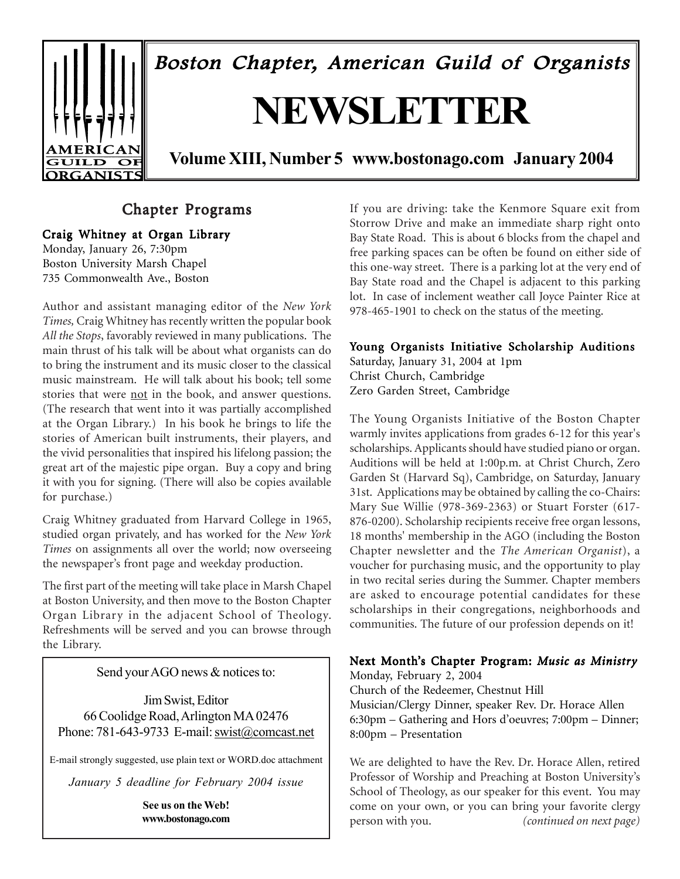# Boston Chapter, American Guild of Organists

# NEWSLETTER

**Volume XIII, Number 5 www.bostonago.com January 2004**

## Chapter Programs

### Craig Whitney at Organ Library

Monday, January 26, 7:30pm
Boston University Marsh Chapel
735 Commonwealth Ave., Boston

Author and assistant managing editor of the *New York Times,* Craig Whitney has recently written the popular book *All the Stops*, favorably reviewed in many publications. The main thrust of his talk will be about what organists can do to bring the instrument and its music closer to the classical music mainstream. He will talk about his book; tell some stories that were not in the book, and answer questions. (The research that went into it was partially accomplished at the Organ Library.) In his book he brings to life the stories of American built instruments, their players, and the vivid personalities that inspired his lifelong passion; the great art of the majestic pipe organ. Buy a copy and bring it with you for signing. (There will also be copies available for purchase.)

Craig Whitney graduated from Harvard College in 1965, studied organ privately, and has worked for the *New York Times* on assignments all over the world; now overseeing the newspaper's front page and weekday production.

The first part of the meeting will take place in Marsh Chapel at Boston University, and then move to the Boston Chapter Organ Library in the adjacent School of Theology. Refreshments will be served and you can browse through the Library.

If you are driving: take the Kenmore Square exit from Storrow Drive and make an immediate sharp right onto Bay State Road. This is about 6 blocks from the chapel and free parking spaces can be often be found on either side of this one-way street. There is a parking lot at the very end of Bay State road and the Chapel is adjacent to this parking lot. In case of inclement weather call Joyce Painter Rice at 978-465-1901 to check on the status of the meeting.

---

Send your AGO news & notices to:

Jim Swist, Editor
66 Coolidge Road, Arlington MA 02476
Phone: 781-643-9733 E-mail: swist@comcast.net

E-mail strongly suggested, use plain text or WORD.doc attachment

*January 5 deadline for February 2004 issue*

**See us on the Web!**
**www.bostonago.com**

---

### Young Organists Initiative Scholarship Auditions

Saturday, January 31, 2004 at 1pm
Christ Church, Cambridge
Zero Garden Street, Cambridge

The Young Organists Initiative of the Boston Chapter warmly invites applications from grades 6-12 for this year's scholarships. Applicants should have studied piano or organ. Auditions will be held at 1:00p.m. at Christ Church, Zero Garden St (Harvard Sq), Cambridge, on Saturday, January 31st. Applications may be obtained by calling the co-Chairs: Mary Sue Willie (978-369-2363) or Stuart Forster (617-876-0200). Scholarship recipients receive free organ lessons, 18 months' membership in the AGO (including the Boston Chapter newsletter and the *The American Organist*), a voucher for purchasing music, and the opportunity to play in two recital series during the Summer. Chapter members are asked to encourage potential candidates for these scholarships in their congregations, neighborhoods and communities. The future of our profession depends on it!

### Next Month's Chapter Program: *Music as Ministry*

Monday, February 2, 2004
Church of the Redeemer, Chestnut Hill
Musician/Clergy Dinner, speaker Rev. Dr. Horace Allen
6:30pm – Gathering and Hors d'oeuvres; 7:00pm – Dinner; 8:00pm – Presentation

We are delighted to have the Rev. Dr. Horace Allen, retired Professor of Worship and Preaching at Boston University's School of Theology, as our speaker for this event. You may come on your own, or you can bring your favorite clergy person with you. *(continued on next page)*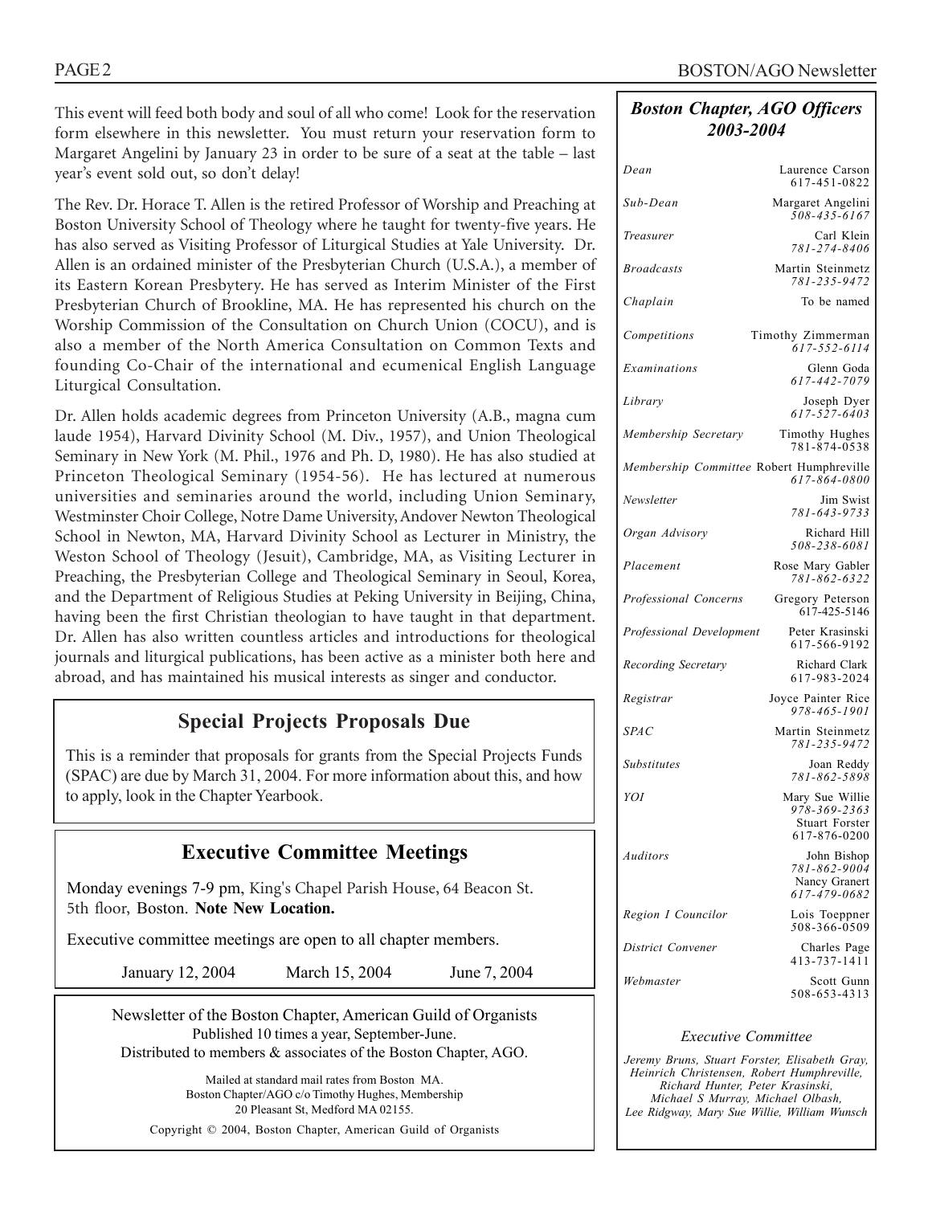This event will feed both body and soul of all who come! Look for the reservation form elsewhere in this newsletter. You must return your reservation form to Margaret Angelini by January 23 in order to be sure of a seat at the table – last year's event sold out, so don't delay!

The Rev. Dr. Horace T. Allen is the retired Professor of Worship and Preaching at Boston University School of Theology where he taught for twenty-five years. He has also served as Visiting Professor of Liturgical Studies at Yale University. Dr. Allen is an ordained minister of the Presbyterian Church (U.S.A.), a member of its Eastern Korean Presbytery. He has served as Interim Minister of the First Presbyterian Church of Brookline, MA. He has represented his church on the Worship Commission of the Consultation on Church Union (COCU), and is also a member of the North America Consultation on Common Texts and founding Co-Chair of the international and ecumenical English Language Liturgical Consultation.

Dr. Allen holds academic degrees from Princeton University (A.B., magna cum laude 1954), Harvard Divinity School (M. Div., 1957), and Union Theological Seminary in New York (M. Phil., 1976 and Ph. D, 1980). He has also studied at Princeton Theological Seminary (1954-56). He has lectured at numerous universities and seminaries around the world, including Union Seminary, Westminster Choir College, Notre Dame University, Andover Newton Theological School in Newton, MA, Harvard Divinity School as Lecturer in Ministry, the Weston School of Theology (Jesuit), Cambridge, MA, as Visiting Lecturer in Preaching, the Presbyterian College and Theological Seminary in Seoul, Korea, and the Department of Religious Studies at Peking University in Beijing, China, having been the first Christian theologian to have taught in that department. Dr. Allen has also written countless articles and introductions for theological journals and liturgical publications, has been active as a minister both here and abroad, and has maintained his musical interests as singer and conductor.

## Special Projects Proposals Due

This is a reminder that proposals for grants from the Special Projects Funds (SPAC) are due by March 31, 2004. For more information about this, and how to apply, look in the Chapter Yearbook.

## Executive Committee Meetings

Monday evenings 7-9 pm, King's Chapel Parish House, 64 Beacon St. 5th floor, Boston. **Note New Location.**

Executive committee meetings are open to all chapter members.

January 12, 2004 &nbsp;&nbsp;&nbsp; March 15, 2004 &nbsp;&nbsp;&nbsp; June 7, 2004

Newsletter of the Boston Chapter, American Guild of Organists
Published 10 times a year, September-June.
Distributed to members & associates of the Boston Chapter, AGO.

Mailed at standard mail rates from Boston MA.
Boston Chapter/AGO c/o Timothy Hughes, Membership
20 Pleasant St, Medford MA 02155.

Copyright © 2004, Boston Chapter, American Guild of Organists

## *Boston Chapter, AGO Officers 2003-2004*

| | |
|---|---|
| *Dean* | Laurence Carson 617-451-0822 |
| *Sub-Dean* | Margaret Angelini 508-435-6167 |
| *Treasurer* | Carl Klein 781-274-8406 |
| *Broadcasts* | Martin Steinmetz 781-235-9472 |
| *Chaplain* | To be named |
| *Competitions* | Timothy Zimmerman 617-552-6114 |
| *Examinations* | Glenn Goda 617-442-7079 |
| *Library* | Joseph Dyer 617-527-6403 |
| *Membership Secretary* | Timothy Hughes 781-874-0538 |
| *Membership Committee* | Robert Humphreville 617-864-0800 |
| *Newsletter* | Jim Swist 781-643-9733 |
| *Organ Advisory* | Richard Hill 508-238-6081 |
| *Placement* | Rose Mary Gabler 781-862-6322 |
| *Professional Concerns* | Gregory Peterson 617-425-5146 |
| *Professional Development* | Peter Krasinski 617-566-9192 |
| *Recording Secretary* | Richard Clark 617-983-2024 |
| *Registrar* | Joyce Painter Rice 978-465-1901 |
| *SPAC* | Martin Steinmetz 781-235-9472 |
| *Substitutes* | Joan Reddy 781-862-5898 |
| *YOI* | Mary Sue Willie 978-369-2363; Stuart Forster 617-876-0200 |
| *Auditors* | John Bishop 781-862-9004; Nancy Granert 617-479-0682 |
| *Region I Councilor* | Lois Toeppner 508-366-0509 |
| *District Convener* | Charles Page 413-737-1411 |
| *Webmaster* | Scott Gunn 508-653-4313 |

*Executive Committee*

*Jeremy Bruns, Stuart Forster, Elisabeth Gray, Heinrich Christensen, Robert Humphreville, Richard Hunter, Peter Krasinski, Michael S Murray, Michael Olbash, Lee Ridgway, Mary Sue Willie, William Wunsch*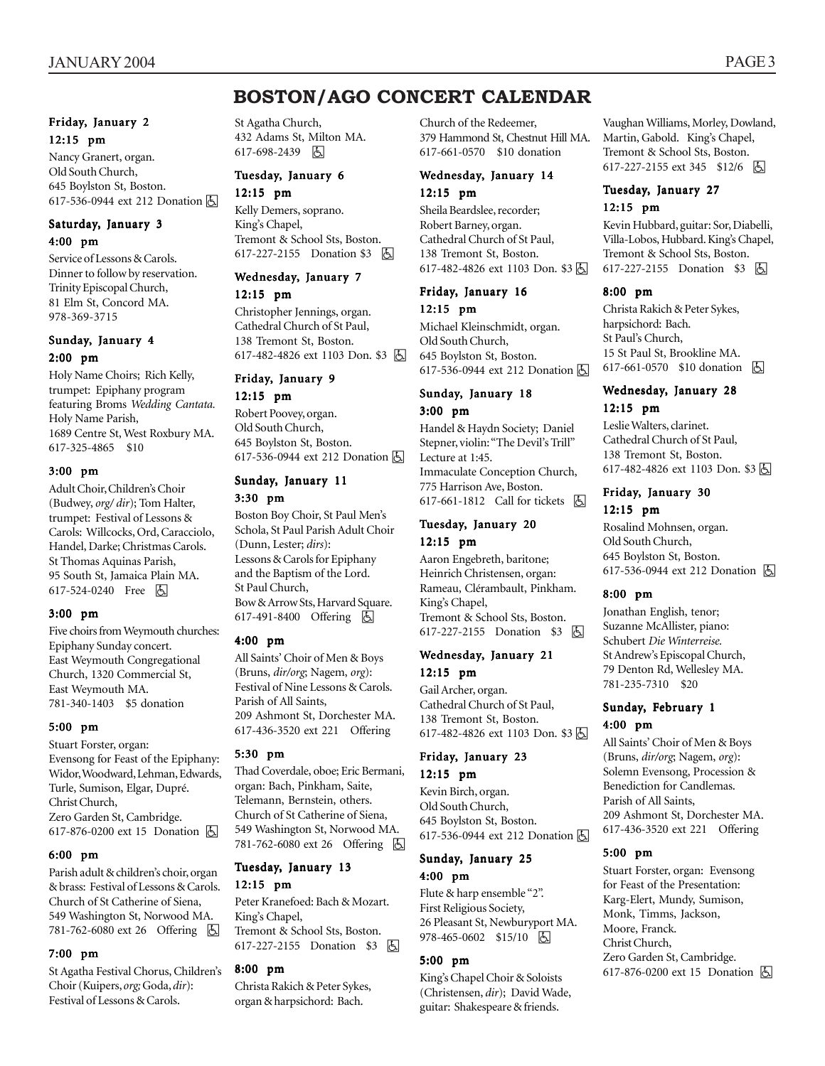# BOSTON/AGO CONCERT CALENDAR

### Friday, January 2

**12:15 pm**

Nancy Granert, organ.
Old South Church,
645 Boylston St, Boston.
617-536-0944 ext 212 Donation ♿

### Saturday, January 3

**4:00 pm**

Service of Lessons & Carols.
Dinner to follow by reservation.
Trinity Episcopal Church,
81 Elm St, Concord MA.
978-369-3715

### Sunday, January 4

**2:00 pm**

Holy Name Choirs; Rich Kelly, trumpet: Epiphany program featuring Broms *Wedding Cantata*.
Holy Name Parish,
1689 Centre St, West Roxbury MA.
617-325-4865 $10

**3:00 pm**

Adult Choir, Children's Choir (Budwey, *org/ dir*); Tom Halter, trumpet: Festival of Lessons & Carols: Willcocks, Ord, Caracciolo, Handel, Darke; Christmas Carols.
St Thomas Aquinas Parish,
95 South St, Jamaica Plain MA.
617-524-0240 Free ♿

**3:00 pm**

Five choirs from Weymouth churches: Epiphany Sunday concert.
East Weymouth Congregational Church, 1320 Commercial St,
East Weymouth MA.
781-340-1403 $5 donation

**5:00 pm**

Stuart Forster, organ: Evensong for Feast of the Epiphany: Widor, Woodward, Lehman, Edwards, Turle, Sumison, Elgar, Dupré.
Christ Church,
Zero Garden St, Cambridge.
617-876-0200 ext 15 Donation ♿

**6:00 pm**

Parish adult & children's choir, organ & brass: Festival of Lessons & Carols.
Church of St Catherine of Siena,
549 Washington St, Norwood MA.
781-762-6080 ext 26 Offering ♿

**7:00 pm**

St Agatha Festival Chorus, Children's Choir (Kuipers, *org;* Goda, *dir*): Festival of Lessons & Carols.
St Agatha Church,
432 Adams St, Milton MA.
617-698-2439 ♿

### Tuesday, January 6

**12:15 pm**

Kelly Demers, soprano.
King's Chapel,
Tremont & School Sts, Boston.
617-227-2155 Donation $3 ♿

### Wednesday, January 7

**12:15 pm**

Christopher Jennings, organ.
Cathedral Church of St Paul,
138 Tremont St, Boston.
617-482-4826 ext 1103 Don. $3 ♿

### Friday, January 9

**12:15 pm**

Robert Poovey, organ.
Old South Church,
645 Boylston St, Boston.
617-536-0944 ext 212 Donation ♿

### Sunday, January 11

**3:30 pm**

Boston Boy Choir, St Paul Men's Schola, St Paul Parish Adult Choir (Dunn, Lester; *dirs*): Lessons & Carols for Epiphany and the Baptism of the Lord.
St Paul Church,
Bow & Arrow Sts, Harvard Square.
617-491-8400 Offering ♿

**4:00 pm**

All Saints' Choir of Men & Boys (Bruns, *dir/org*; Nagem, *org*): Festival of Nine Lessons & Carols.
Parish of All Saints,
209 Ashmont St, Dorchester MA.
617-436-3520 ext 221 Offering

**5:30 pm**

Thad Coverdale, oboe; Eric Bermani, organ: Bach, Pinkham, Saite, Telemann, Bernstein, others.
Church of St Catherine of Siena,
549 Washington St, Norwood MA.
781-762-6080 ext 26 Offering ♿

### Tuesday, January 13

**12:15 pm**

Peter Kranefoed: Bach & Mozart.
King's Chapel,
Tremont & School Sts, Boston.
617-227-2155 Donation $3 ♿

**8:00 pm**

Christa Rakich & Peter Sykes, organ & harpsichord: Bach.
Church of the Redeemer,
379 Hammond St, Chestnut Hill MA.
617-661-0570 $10 donation

### Wednesday, January 14

**12:15 pm**

Sheila Beardslee, recorder;
Robert Barney, organ.
Cathedral Church of St Paul,
138 Tremont St, Boston.
617-482-4826 ext 1103 Don. $3 ♿

### Friday, January 16

**12:15 pm**

Michael Kleinschmidt, organ.
Old South Church,
645 Boylston St, Boston.
617-536-0944 ext 212 Donation ♿

### Sunday, January 18

**3:00 pm**

Handel & Haydn Society; Daniel Stepner, violin: "The Devil's Trill"
Lecture at 1:45.
Immaculate Conception Church,
775 Harrison Ave, Boston.
617-661-1812 Call for tickets ♿

### Tuesday, January 20

**12:15 pm**

Aaron Engebreth, baritone;
Heinrich Christensen, organ:
Rameau, Clérambault, Pinkham.
King's Chapel,
Tremont & School Sts, Boston.
617-227-2155 Donation $3 ♿

### Wednesday, January 21

**12:15 pm**

Gail Archer, organ.
Cathedral Church of St Paul,
138 Tremont St, Boston.
617-482-4826 ext 1103 Don. $3 ♿

### Friday, January 23

**12:15 pm**

Kevin Birch, organ.
Old South Church,
645 Boylston St, Boston.
617-536-0944 ext 212 Donation ♿

### Sunday, January 25

**4:00 pm**

Flute & harp ensemble "2".
First Religious Society,
26 Pleasant St, Newburyport MA.
978-465-0602 $15/10 ♿

**5:00 pm**

King's Chapel Choir & Soloists (Christensen, *dir*); David Wade, guitar: Shakespeare & friends.
Vaughan Williams, Morley, Dowland, Martin, Gabold. King's Chapel,
Tremont & School Sts, Boston.
617-227-2155 ext 345 $12/6 ♿

### Tuesday, January 27

**12:15 pm**

Kevin Hubbard, guitar: Sor, Diabelli, Villa-Lobos, Hubbard. King's Chapel,
Tremont & School Sts, Boston.
617-227-2155 Donation $3 ♿

**8:00 pm**

Christa Rakich & Peter Sykes, harpsichord: Bach.
St Paul's Church,
15 St Paul St, Brookline MA.
617-661-0570 $10 donation ♿

### Wednesday, January 28

**12:15 pm**

Leslie Walters, clarinet.
Cathedral Church of St Paul,
138 Tremont St, Boston.
617-482-4826 ext 1103 Don. $3 ♿

### Friday, January 30

**12:15 pm**

Rosalind Mohnsen, organ.
Old South Church,
645 Boylston St, Boston.
617-536-0944 ext 212 Donation ♿

**8:00 pm**

Jonathan English, tenor;
Suzanne McAllister, piano:
Schubert *Die Winterreise*.
St Andrew's Episcopal Church,
79 Denton Rd, Wellesley MA.
781-235-7310 $20

### Sunday, February 1

**4:00 pm**

All Saints' Choir of Men & Boys (Bruns, *dir/org*; Nagem, *org*): Solemn Evensong, Procession & Benediction for Candlemas.
Parish of All Saints,
209 Ashmont St, Dorchester MA.
617-436-3520 ext 221 Offering

**5:00 pm**

Stuart Forster, organ: Evensong for Feast of the Presentation: Karg-Elert, Mundy, Sumison, Monk, Timms, Jackson, Moore, Franck.
Christ Church,
Zero Garden St, Cambridge.
617-876-0200 ext 15 Donation ♿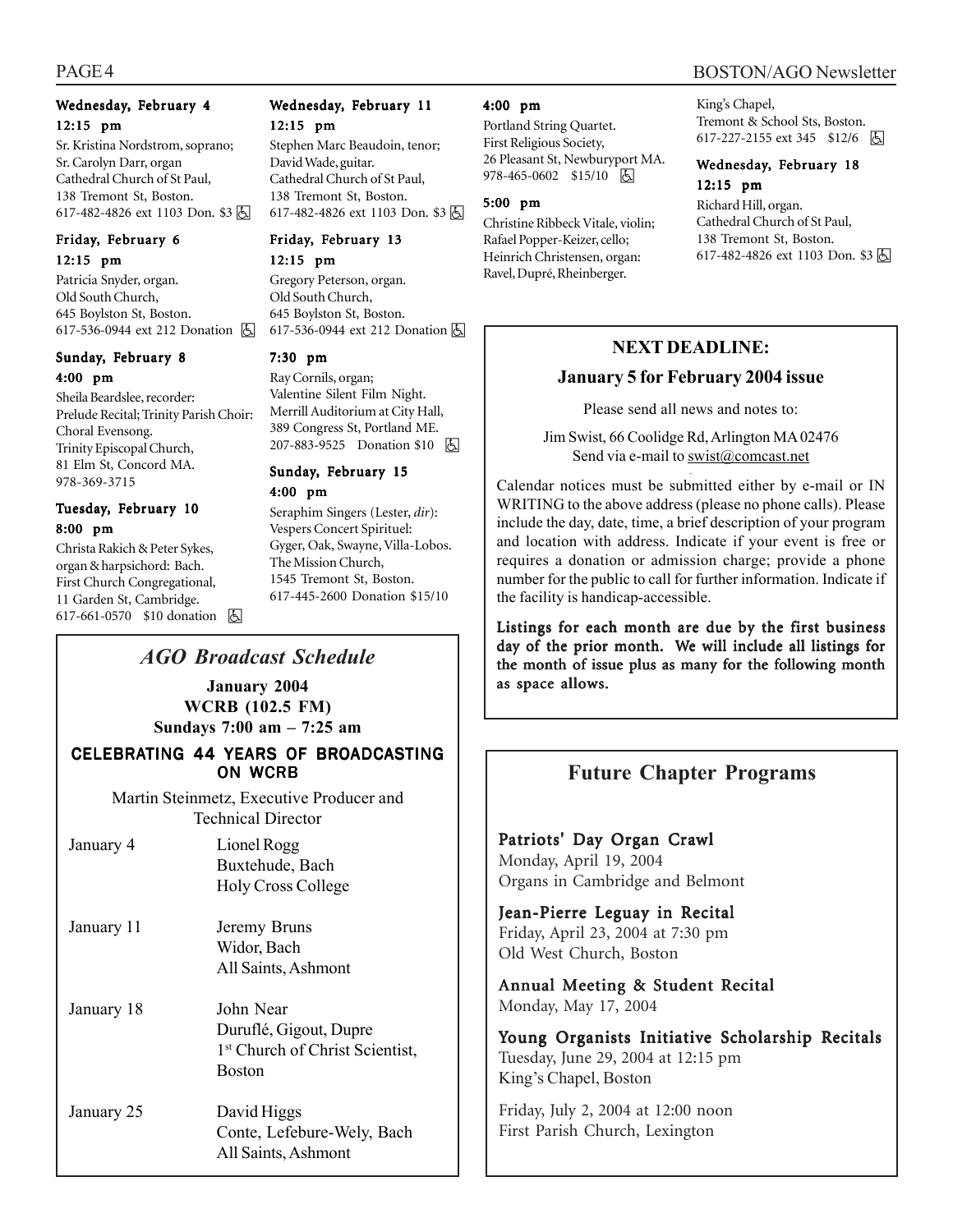**Wednesday, February 4**
**12:15 pm**
Sr. Kristina Nordstrom, soprano;
Sr. Carolyn Darr, organ
Cathedral Church of St Paul,
138 Tremont St, Boston.
617-482-4826 ext 1103 Don. $3 ♿

**Friday, February 6**
**12:15 pm**
Patricia Snyder, organ.
Old South Church,
645 Boylston St, Boston.
617-536-0944 ext 212 Donation ♿

**Sunday, February 8**
**4:00 pm**
Sheila Beardslee, recorder:
Prelude Recital; Trinity Parish Choir:
Choral Evensong.
Trinity Episcopal Church,
81 Elm St, Concord MA.
978-369-3715

**Tuesday, February 10**
**8:00 pm**
Christa Rakich & Peter Sykes,
organ & harpsichord: Bach.
First Church Congregational,
11 Garden St, Cambridge.
617-661-0570 $10 donation ♿

**Wednesday, February 11**
**12:15 pm**
Stephen Marc Beaudoin, tenor;
David Wade, guitar.
Cathedral Church of St Paul,
138 Tremont St, Boston.
617-482-4826 ext 1103 Don. $3 ♿

**Friday, February 13**
**12:15 pm**
Gregory Peterson, organ.
Old South Church,
645 Boylston St, Boston.
617-536-0944 ext 212 Donation ♿

**7:30 pm**
Ray Cornils, organ;
Valentine Silent Film Night.
Merrill Auditorium at City Hall,
389 Congress St, Portland ME.
207-883-9525 Donation $10 ♿

**Sunday, February 15**
**4:00 pm**
Seraphim Singers (Lester, *dir*):
Vespers Concert Spirituel:
Gyger, Oak, Swayne, Villa-Lobos.
The Mission Church,
1545 Tremont St, Boston.
617-445-2600 Donation $15/10

**4:00 pm**
Portland String Quartet.
First Religious Society,
26 Pleasant St, Newburyport MA.
978-465-0602 $15/10 ♿

**5:00 pm**
Christine Ribbeck Vitale, violin;
Rafael Popper-Keizer, cello;
Heinrich Christensen, organ:
Ravel, Dupré, Rheinberger.
King's Chapel,
Tremont & School Sts, Boston.
617-227-2155 ext 345 $12/6 ♿

**Wednesday, February 18**
**12:15 pm**
Richard Hill, organ.
Cathedral Church of St Paul,
138 Tremont St, Boston.
617-482-4826 ext 1103 Don. $3 ♿

## *AGO Broadcast Schedule*

**January 2004**
**WCRB (102.5 FM)**
**Sundays 7:00 am – 7:25 am**

**CELEBRATING 44 YEARS OF BROADCASTING ON WCRB**

Martin Steinmetz, Executive Producer and Technical Director

| | |
|---|---|
| January 4 | Lionel Rogg<br>Buxtehude, Bach<br>Holy Cross College |
| January 11 | Jeremy Bruns<br>Widor, Bach<br>All Saints, Ashmont |
| January 18 | John Near<br>Duruflé, Gigout, Dupre<br>1st Church of Christ Scientist, Boston |
| January 25 | David Higgs<br>Conte, Lefebure-Wely, Bach<br>All Saints, Ashmont |

## NEXT DEADLINE:

**January 5 for February 2004 issue**

Please send all news and notes to:

Jim Swist, 66 Coolidge Rd, Arlington MA 02476
Send via e-mail to swist@comcast.net

Calendar notices must be submitted either by e-mail or IN WRITING to the above address (please no phone calls). Please include the day, date, time, a brief description of your program and location with address. Indicate if your event is free or requires a donation or admission charge; provide a phone number for the public to call for further information. Indicate if the facility is handicap-accessible.

**Listings for each month are due by the first business day of the prior month. We will include all listings for the month of issue plus as many for the following month as space allows.**

## Future Chapter Programs

**Patriots' Day Organ Crawl**
Monday, April 19, 2004
Organs in Cambridge and Belmont

**Jean-Pierre Leguay in Recital**
Friday, April 23, 2004 at 7:30 pm
Old West Church, Boston

**Annual Meeting & Student Recital**
Monday, May 17, 2004

**Young Organists Initiative Scholarship Recitals**
Tuesday, June 29, 2004 at 12:15 pm
King's Chapel, Boston

Friday, July 2, 2004 at 12:00 noon
First Parish Church, Lexington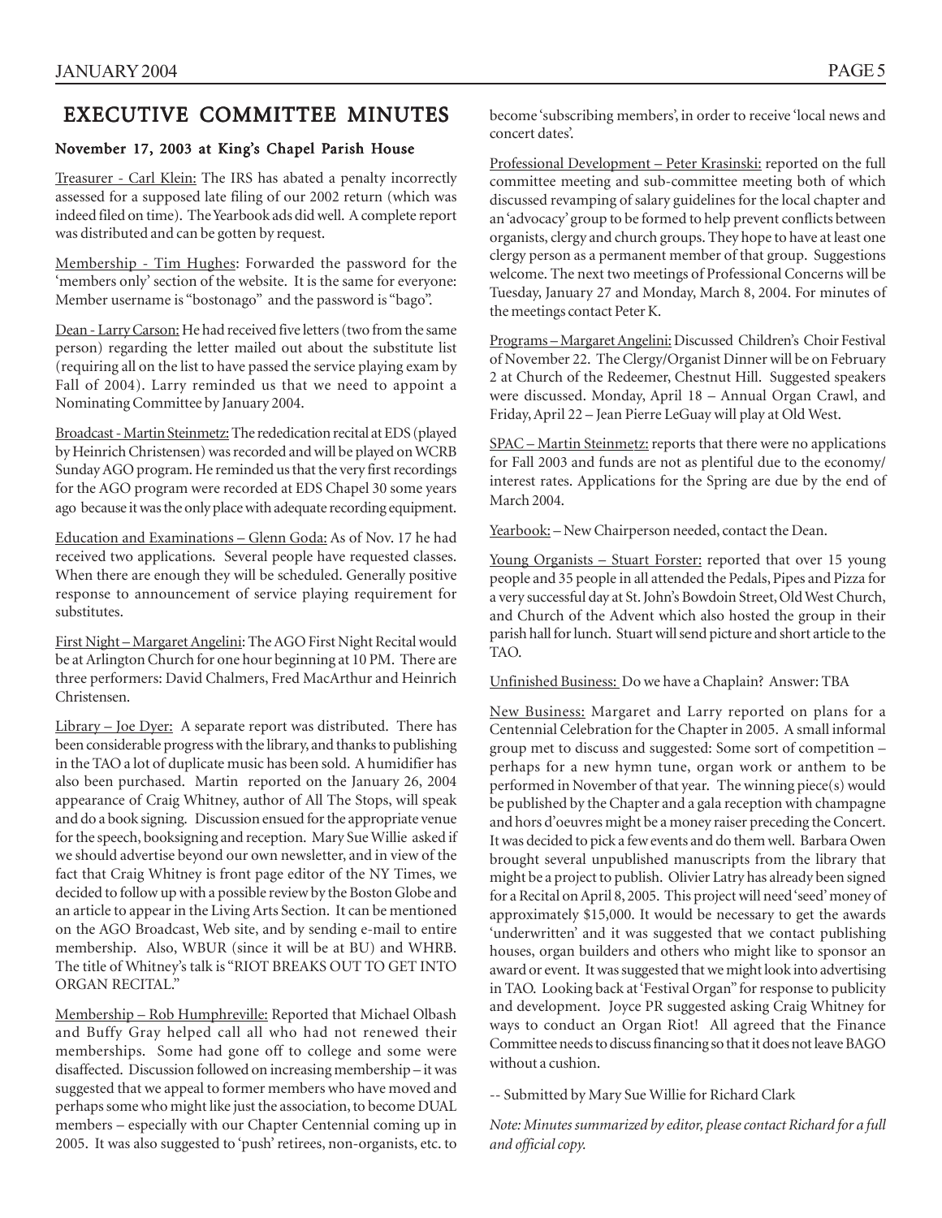# EXECUTIVE COMMITTEE MINUTES

### November 17, 2003 at King's Chapel Parish House

Treasurer - Carl Klein: The IRS has abated a penalty incorrectly assessed for a supposed late filing of our 2002 return (which was indeed filed on time). The Yearbook ads did well. A complete report was distributed and can be gotten by request.

Membership - Tim Hughes: Forwarded the password for the 'members only' section of the website. It is the same for everyone: Member username is "bostonago" and the password is "bago".

Dean - Larry Carson: He had received five letters (two from the same person) regarding the letter mailed out about the substitute list (requiring all on the list to have passed the service playing exam by Fall of 2004). Larry reminded us that we need to appoint a Nominating Committee by January 2004.

Broadcast - Martin Steinmetz: The rededication recital at EDS (played by Heinrich Christensen) was recorded and will be played on WCRB Sunday AGO program. He reminded us that the very first recordings for the AGO program were recorded at EDS Chapel 30 some years ago because it was the only place with adequate recording equipment.

Education and Examinations – Glenn Goda: As of Nov. 17 he had received two applications. Several people have requested classes. When there are enough they will be scheduled. Generally positive response to announcement of service playing requirement for substitutes.

First Night – Margaret Angelini: The AGO First Night Recital would be at Arlington Church for one hour beginning at 10 PM. There are three performers: David Chalmers, Fred MacArthur and Heinrich Christensen.

Library – Joe Dyer: A separate report was distributed. There has been considerable progress with the library, and thanks to publishing in the TAO a lot of duplicate music has been sold. A humidifier has also been purchased. Martin reported on the January 26, 2004 appearance of Craig Whitney, author of All The Stops, will speak and do a book signing. Discussion ensued for the appropriate venue for the speech, booksigning and reception. Mary Sue Willie asked if we should advertise beyond our own newsletter, and in view of the fact that Craig Whitney is front page editor of the NY Times, we decided to follow up with a possible review by the Boston Globe and an article to appear in the Living Arts Section. It can be mentioned on the AGO Broadcast, Web site, and by sending e-mail to entire membership. Also, WBUR (since it will be at BU) and WHRB. The title of Whitney's talk is "RIOT BREAKS OUT TO GET INTO ORGAN RECITAL."

Membership – Rob Humphreville: Reported that Michael Olbash and Buffy Gray helped call all who had not renewed their memberships. Some had gone off to college and some were disaffected. Discussion followed on increasing membership – it was suggested that we appeal to former members who have moved and perhaps some who might like just the association, to become DUAL members – especially with our Chapter Centennial coming up in 2005. It was also suggested to 'push' retirees, non-organists, etc. to become 'subscribing members', in order to receive 'local news and concert dates'.

Professional Development – Peter Krasinski: reported on the full committee meeting and sub-committee meeting both of which discussed revamping of salary guidelines for the local chapter and an 'advocacy' group to be formed to help prevent conflicts between organists, clergy and church groups. They hope to have at least one clergy person as a permanent member of that group. Suggestions welcome. The next two meetings of Professional Concerns will be Tuesday, January 27 and Monday, March 8, 2004. For minutes of the meetings contact Peter K.

Programs – Margaret Angelini: Discussed Children's Choir Festival of November 22. The Clergy/Organist Dinner will be on February 2 at Church of the Redeemer, Chestnut Hill. Suggested speakers were discussed. Monday, April 18 – Annual Organ Crawl, and Friday, April 22 – Jean Pierre LeGuay will play at Old West.

SPAC – Martin Steinmetz: reports that there were no applications for Fall 2003 and funds are not as plentiful due to the economy/ interest rates. Applications for the Spring are due by the end of March 2004.

Yearbook: – New Chairperson needed, contact the Dean.

Young Organists – Stuart Forster: reported that over 15 young people and 35 people in all attended the Pedals, Pipes and Pizza for a very successful day at St. John's Bowdoin Street, Old West Church, and Church of the Advent which also hosted the group in their parish hall for lunch. Stuart will send picture and short article to the TAO.

Unfinished Business: Do we have a Chaplain? Answer: TBA

New Business: Margaret and Larry reported on plans for a Centennial Celebration for the Chapter in 2005. A small informal group met to discuss and suggested: Some sort of competition – perhaps for a new hymn tune, organ work or anthem to be performed in November of that year. The winning piece(s) would be published by the Chapter and a gala reception with champagne and hors d'oeuvres might be a money raiser preceding the Concert. It was decided to pick a few events and do them well. Barbara Owen brought several unpublished manuscripts from the library that might be a project to publish. Olivier Latry has already been signed for a Recital on April 8, 2005. This project will need 'seed' money of approximately $15,000. It would be necessary to get the awards 'underwritten' and it was suggested that we contact publishing houses, organ builders and others who might like to sponsor an award or event. It was suggested that we might look into advertising in TAO. Looking back at 'Festival Organ" for response to publicity and development. Joyce PR suggested asking Craig Whitney for ways to conduct an Organ Riot! All agreed that the Finance Committee needs to discuss financing so that it does not leave BAGO without a cushion.

-- Submitted by Mary Sue Willie for Richard Clark

*Note: Minutes summarized by editor, please contact Richard for a full and official copy.*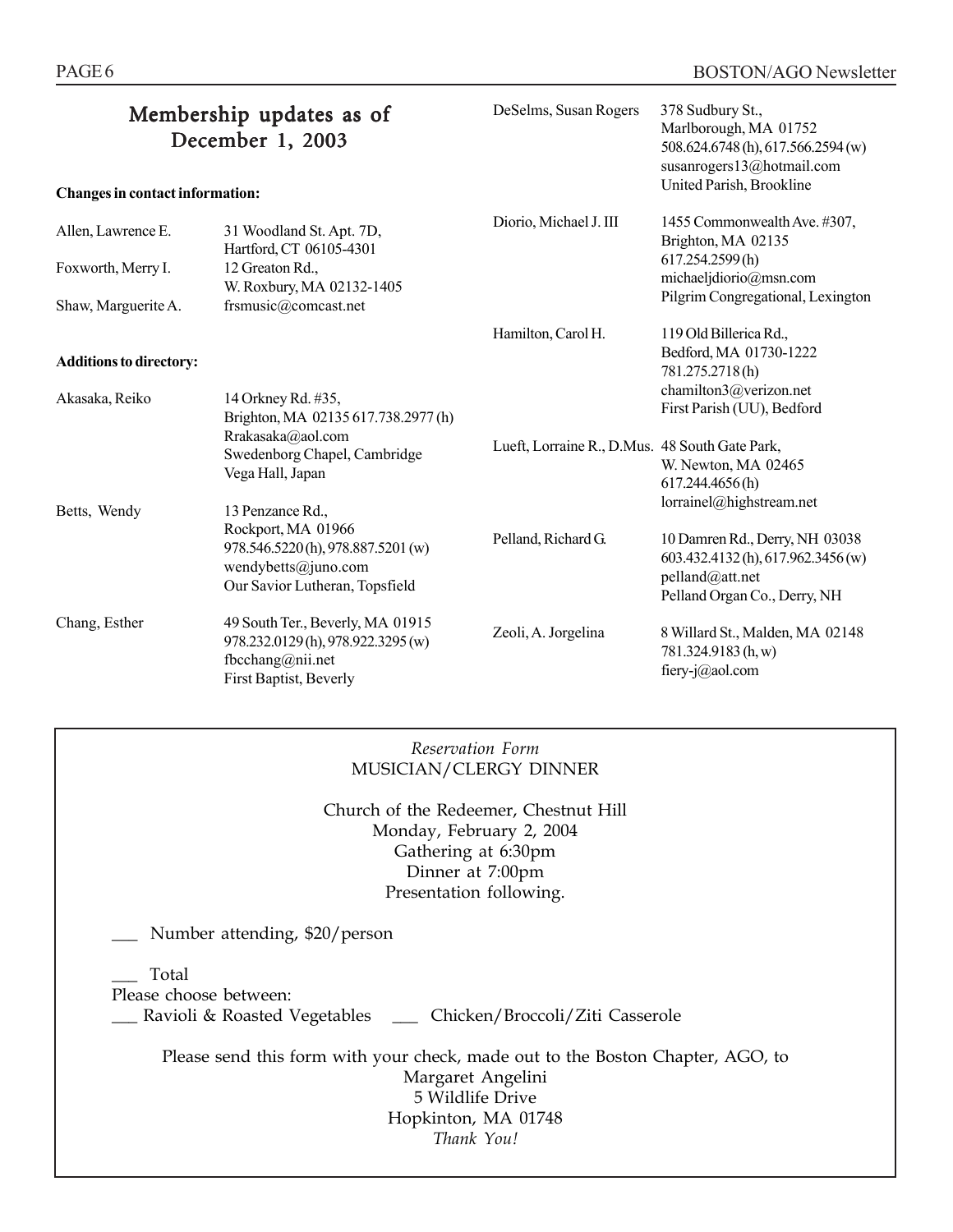## Membership updates as of December 1, 2003

**Changes in contact information:**

| | |
|---|---|
| Allen, Lawrence E. | 31 Woodland St. Apt. 7D, Hartford, CT 06105-4301 |
| Foxworth, Merry I. | 12 Greaton Rd., W. Roxbury, MA 02132-1405 |
| Shaw, Marguerite A. | frsmusic@comcast.net |

**Additions to directory:**

| | |
|---|---|
| Akasaka, Reiko | 14 Orkney Rd. #35, Brighton, MA 02135 617.738.2977 (h)<br>Rrakasaka@aol.com<br>Swedenborg Chapel, Cambridge<br>Vega Hall, Japan |
| Betts, Wendy | 13 Penzance Rd., Rockport, MA 01966<br>978.546.5220 (h), 978.887.5201 (w)<br>wendybetts@juno.com<br>Our Savior Lutheran, Topsfield |
| Chang, Esther | 49 South Ter., Beverly, MA 01915<br>978.232.0129 (h), 978.922.3295 (w)<br>fbcchang@nii.net<br>First Baptist, Beverly |
| DeSelms, Susan Rogers | 378 Sudbury St., Marlborough, MA 01752<br>508.624.6748 (h), 617.566.2594 (w)<br>susanrogers13@hotmail.com<br>United Parish, Brookline |
| Diorio, Michael J. III | 1455 Commonwealth Ave. #307, Brighton, MA 02135<br>617.254.2599 (h)<br>michaeljdiorio@msn.com<br>Pilgrim Congregational, Lexington |
| Hamilton, Carol H. | 119 Old Billerica Rd., Bedford, MA 01730-1222<br>781.275.2718 (h)<br>chamilton3@verizon.net<br>First Parish (UU), Bedford |
| Lueft, Lorraine R., D.Mus. | 48 South Gate Park, W. Newton, MA 02465<br>617.244.4656 (h)<br>lorrainel@highstream.net |
| Pelland, Richard G. | 10 Damren Rd., Derry, NH 03038<br>603.432.4132 (h), 617.962.3456 (w)<br>pelland@att.net<br>Pelland Organ Co., Derry, NH |
| Zeoli, A. Jorgelina | 8 Willard St., Malden, MA 02148<br>781.324.9183 (h, w)<br>fiery-j@aol.com |

---

*Reservation Form*

MUSICIAN/CLERGY DINNER

Church of the Redeemer, Chestnut Hill
Monday, February 2, 2004
Gathering at 6:30pm
Dinner at 7:00pm
Presentation following.

___ Number attending, $20/person

___ Total

Please choose between:

___ Ravioli & Roasted Vegetables ___ Chicken/Broccoli/Ziti Casserole

Please send this form with your check, made out to the Boston Chapter, AGO, to
Margaret Angelini
5 Wildlife Drive
Hopkinton, MA 01748

*Thank You!*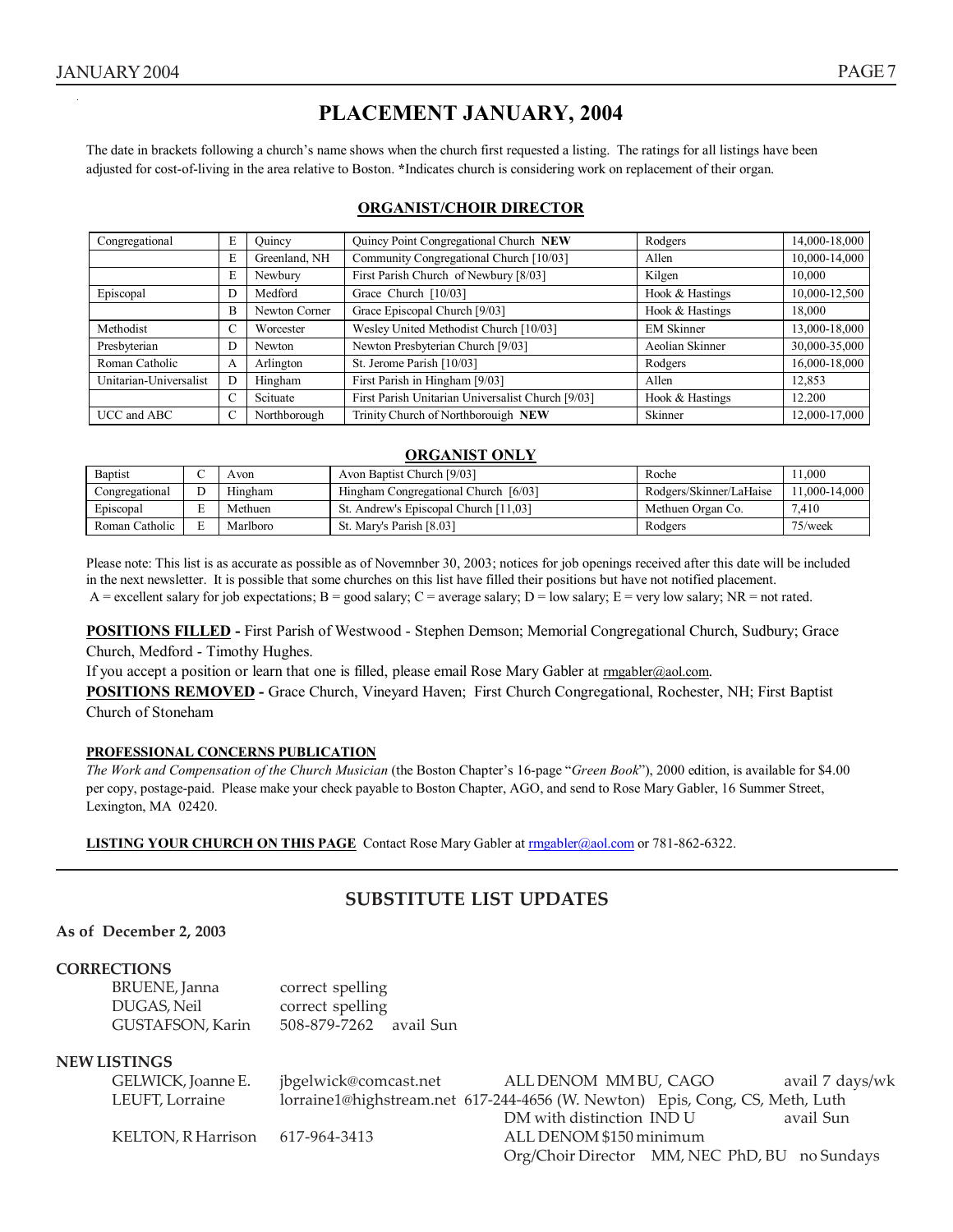# PLACEMENT JANUARY, 2004

The date in brackets following a church's name shows when the church first requested a listing. The ratings for all listings have been adjusted for cost-of-living in the area relative to Boston. *Indicates church is considering work on replacement of their organ.

## ORGANIST/CHOIR DIRECTOR

| | | | | | |
|---|---|---|---|---|---|
| Congregational | E | Quincy | Quincy Point Congregational Church **NEW** | Rodgers | 14,000-18,000 |
| | E | Greenland, NH | Community Congregational Church [10/03] | Allen | 10,000-14,000 |
| | E | Newbury | First Parish Church of Newbury [8/03] | Kilgen | 10,000 |
| Episcopal | D | Medford | Grace Church [10/03] | Hook & Hastings | 10,000-12,500 |
| | B | Newton Corner | Grace Episcopal Church [9/03] | Hook & Hastings | 18,000 |
| Methodist | C | Worcester | Wesley United Methodist Church [10/03] | EM Skinner | 13,000-18,000 |
| Presbyterian | D | Newton | Newton Presbyterian Church [9/03] | Aeolian Skinner | 30,000-35,000 |
| Roman Catholic | A | Arlington | St. Jerome Parish [10/03] | Rodgers | 16,000-18,000 |
| Unitarian-Universalist | D | Hingham | First Parish in Hingham [9/03] | Allen | 12,853 |
| | C | Scituate | First Parish Unitarian Universalist Church [9/03] | Hook & Hastings | 12.200 |
| UCC and ABC | C | Northborough | Trinity Church of Northborouigh **NEW** | Skinner | 12,000-17,000 |

## ORGANIST ONLY

| | | | | | |
|---|---|---|---|---|---|
| Baptist | C | Avon | Avon Baptist Church [9/03] | Roche | 11,000 |
| Congregational | D | Hingham | Hingham Congregational Church [6/03] | Rodgers/Skinner/LaHaise | 11,000-14,000 |
| Episcopal | E | Methuen | St. Andrew's Episcopal Church [11,03] | Methuen Organ Co. | 7,410 |
| Roman Catholic | E | Marlboro | St. Mary's Parish [8.03] | Rodgers | 75/week |

Please note: This list is as accurate as possible as of Novemnber 30, 2003; notices for job openings received after this date will be included in the next newsletter. It is possible that some churches on this list have filled their positions but have not notified placement.
A = excellent salary for job expectations; B = good salary; C = average salary; D = low salary; E = very low salary; NR = not rated.

**POSITIONS FILLED -** First Parish of Westwood - Stephen Demson; Memorial Congregational Church, Sudbury; Grace Church, Medford - Timothy Hughes.
If you accept a position or learn that one is filled, please email Rose Mary Gabler at rmgabler@aol.com.
**POSITIONS REMOVED -** Grace Church, Vineyard Haven; First Church Congregational, Rochester, NH; First Baptist Church of Stoneham

**PROFESSIONAL CONCERNS PUBLICATION**
*The Work and Compensation of the Church Musician* (the Boston Chapter's 16-page "*Green Book*"), 2000 edition, is available for $4.00 per copy, postage-paid. Please make your check payable to Boston Chapter, AGO, and send to Rose Mary Gabler, 16 Summer Street, Lexington, MA 02420.

**LISTING YOUR CHURCH ON THIS PAGE** Contact Rose Mary Gabler at rmgabler@aol.com or 781-862-6322.

---

## SUBSTITUTE LIST UPDATES

**As of December 2, 2003**

**CORRECTIONS**

| | |
|---|---|
| BRUENE, Janna | correct spelling |
| DUGAS, Neil | correct spelling |
| GUSTAFSON, Karin | 508-879-7262 avail Sun |

**NEW LISTINGS**

| | | | |
|---|---|---|---|
| GELWICK, Joanne E. | jbgelwick@comcast.net | ALL DENOM MM BU, CAGO | avail 7 days/wk |
| LEUFT, Lorraine | lorraine1@highstream.net 617-244-4656 (W. Newton) | Epis, Cong, CS, Meth, Luth DM with distinction IND U | avail Sun |
| KELTON, R Harrison | 617-964-3413 | ALL DENOM $150 minimum Org/Choir Director MM, NEC PhD, BU | no Sundays |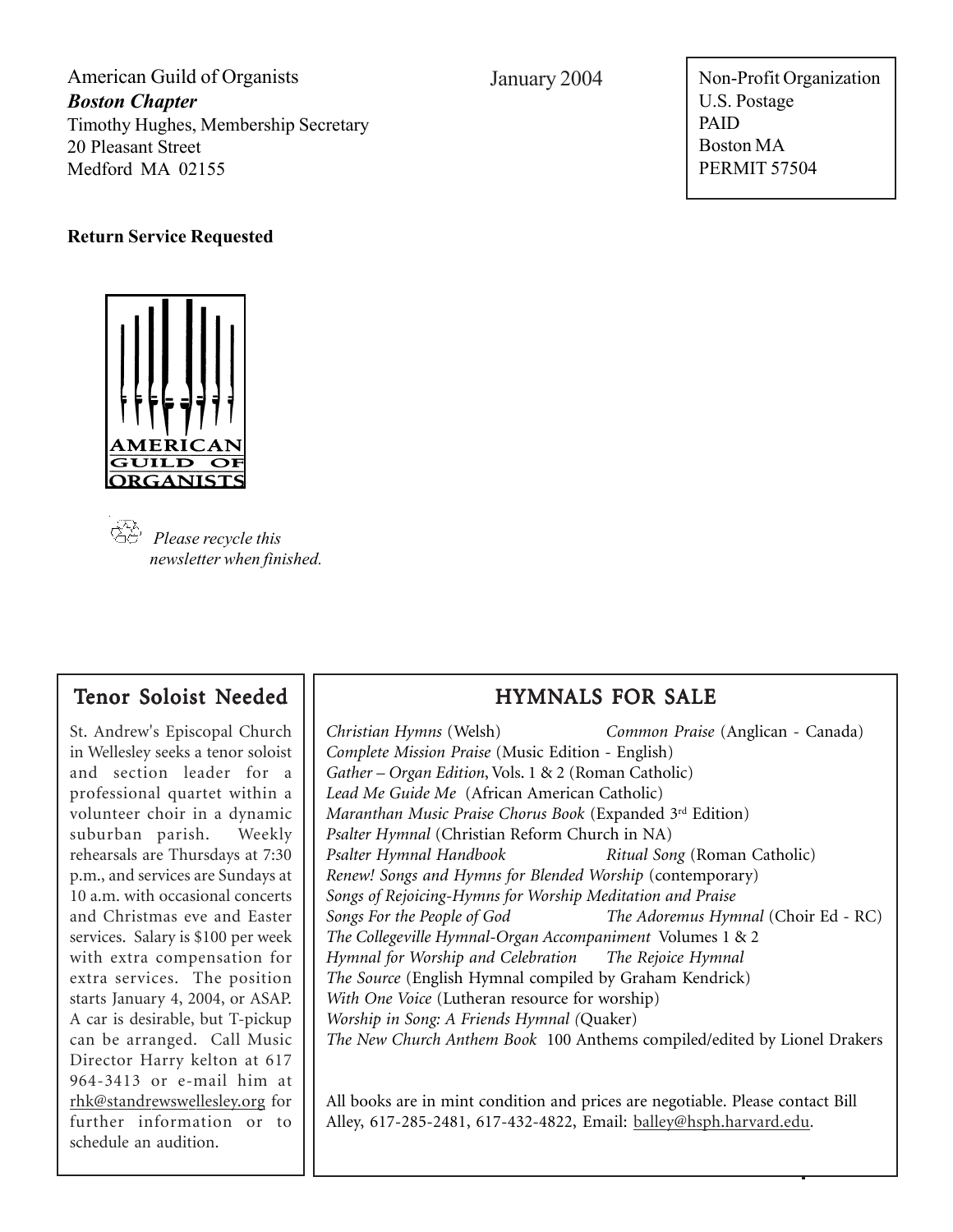American Guild of Organists
***Boston Chapter***
Timothy Hughes, Membership Secretary
20 Pleasant Street
Medford MA 02155

January 2004

Non-Profit Organization
U.S. Postage
PAID
Boston MA
PERMIT 57504

**Return Service Requested**

AMERICAN GUILD OF ORGANISTS

*Please recycle this newsletter when finished.*

## Tenor Soloist Needed

St. Andrew's Episcopal Church in Wellesley seeks a tenor soloist and section leader for a professional quartet within a volunteer choir in a dynamic suburban parish. Weekly rehearsals are Thursdays at 7:30 p.m., and services are Sundays at 10 a.m. with occasional concerts and Christmas eve and Easter services. Salary is $100 per week with extra compensation for extra services. The position starts January 4, 2004, or ASAP. A car is desirable, but T-pickup can be arranged. Call Music Director Harry kelton at 617 964-3413 or e-mail him at rhk@standrewswellesley.org for further information or to schedule an audition.

## HYMNALS FOR SALE

*Christian Hymns* (Welsh)
*Common Praise* (Anglican - Canada)
*Complete Mission Praise* (Music Edition - English)
*Gather – Organ Edition*, Vols. 1 & 2 (Roman Catholic)
*Lead Me Guide Me* (African American Catholic)
*Maranthan Music Praise Chorus Book* (Expanded 3rd Edition)
*Psalter Hymnal* (Christian Reform Church in NA)
*Psalter Hymnal Handbook*
*Ritual Song* (Roman Catholic)
*Renew! Songs and Hymns for Blended Worship* (contemporary)
*Songs of Rejoicing-Hymns for Worship Meditation and Praise*
*Songs For the People of God*
*The Adoremus Hymnal* (Choir Ed - RC)
*The Collegeville Hymnal-Organ Accompaniment* Volumes 1 & 2
*Hymnal for Worship and Celebration*
*The Rejoice Hymnal*
*The Source* (English Hymnal compiled by Graham Kendrick)
*With One Voice* (Lutheran resource for worship)
*Worship in Song: A Friends Hymnal* (Quaker)
*The New Church Anthem Book* 100 Anthems compiled/edited by Lionel Drakers

All books are in mint condition and prices are negotiable. Please contact Bill Alley, 617-285-2481, 617-432-4822, Email: balley@hsph.harvard.edu.